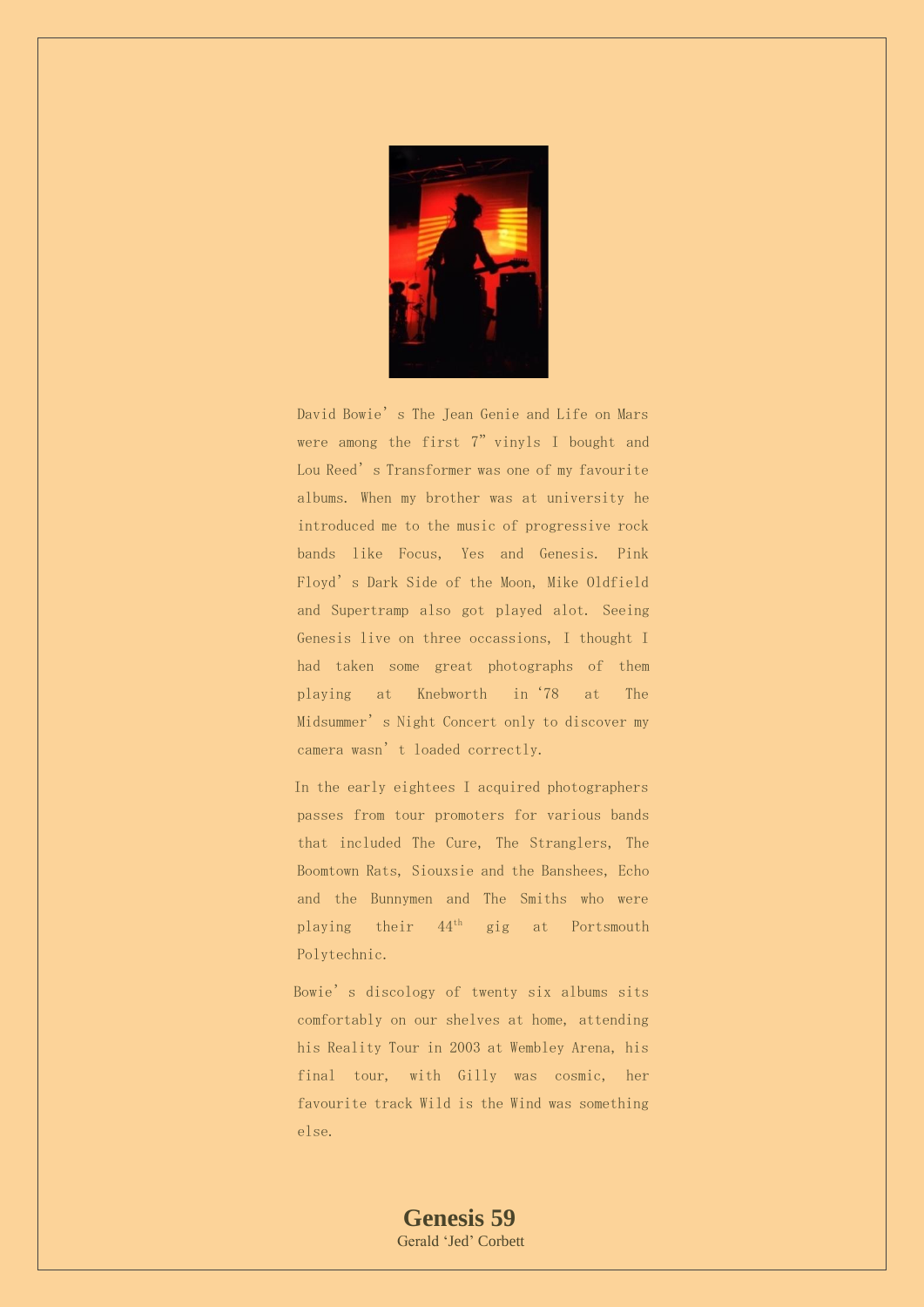David Bowie's The Jean Genie and Life on Mars were among the first 7" vinyls I bought and Lou Reed's Transformer was one of my favourite albums. When my brother was at university he introduced me to the music of progressive rock bands like Focus, Yes and Genesis. Pink Floyd's Dark Side of the Moon, Mike Oldfield and Supertramp also got played alot. Seeing Genesis live on three occassions, I thought I had taken some great photographs of them playing at Knebworth in '78 at The Midsummer's Night Concert only to discover my camera wasn't loaded correctly.

In the early eightees I acquired photographers passes from tour promoters for various bands that included The Cure, The Stranglers, The Boomtown Rats, Siouxsie and the Banshees, Echo and the Bunnymen and The Smiths who were playing their 44th gig at Portsmouth Polytechnic.

Bowie's discology of twenty six albums sits comfortably on our shelves at home, attending his Reality Tour in 2003 at Wembley Arena, his final tour, with Gilly was cosmic, her favourite track Wild is the Wind was something else.

**Genesis 59**

Gerald 'Jed' Corbett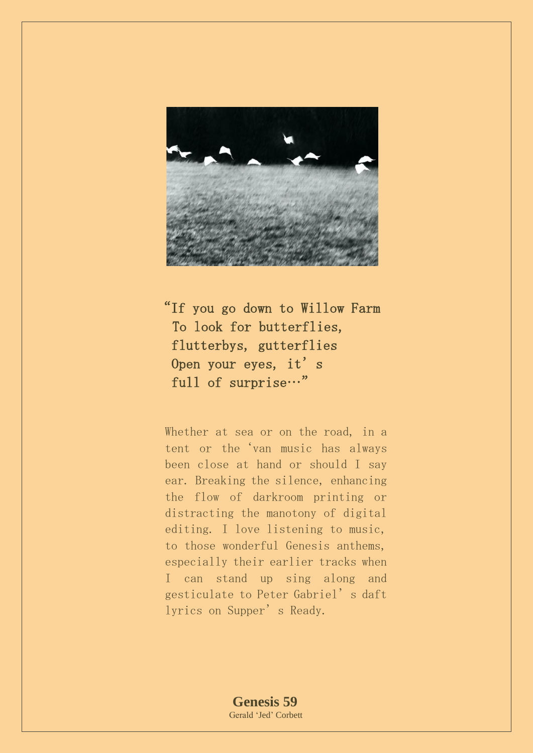"If you go down to Willow Farm
To look for butterflies,
flutterbys, gutterflies
Open your eyes, it's
full of surprise…"

Whether at sea or on the road, in a tent or the 'van music has always been close at hand or should I say ear. Breaking the silence, enhancing the flow of darkroom printing or distracting the manotony of digital editing. I love listening to music, to those wonderful Genesis anthems, especially their earlier tracks when I can stand up sing along and gesticulate to Peter Gabriel's daft lyrics on Supper's Ready.

**Genesis 59**

Gerald 'Jed' Corbett